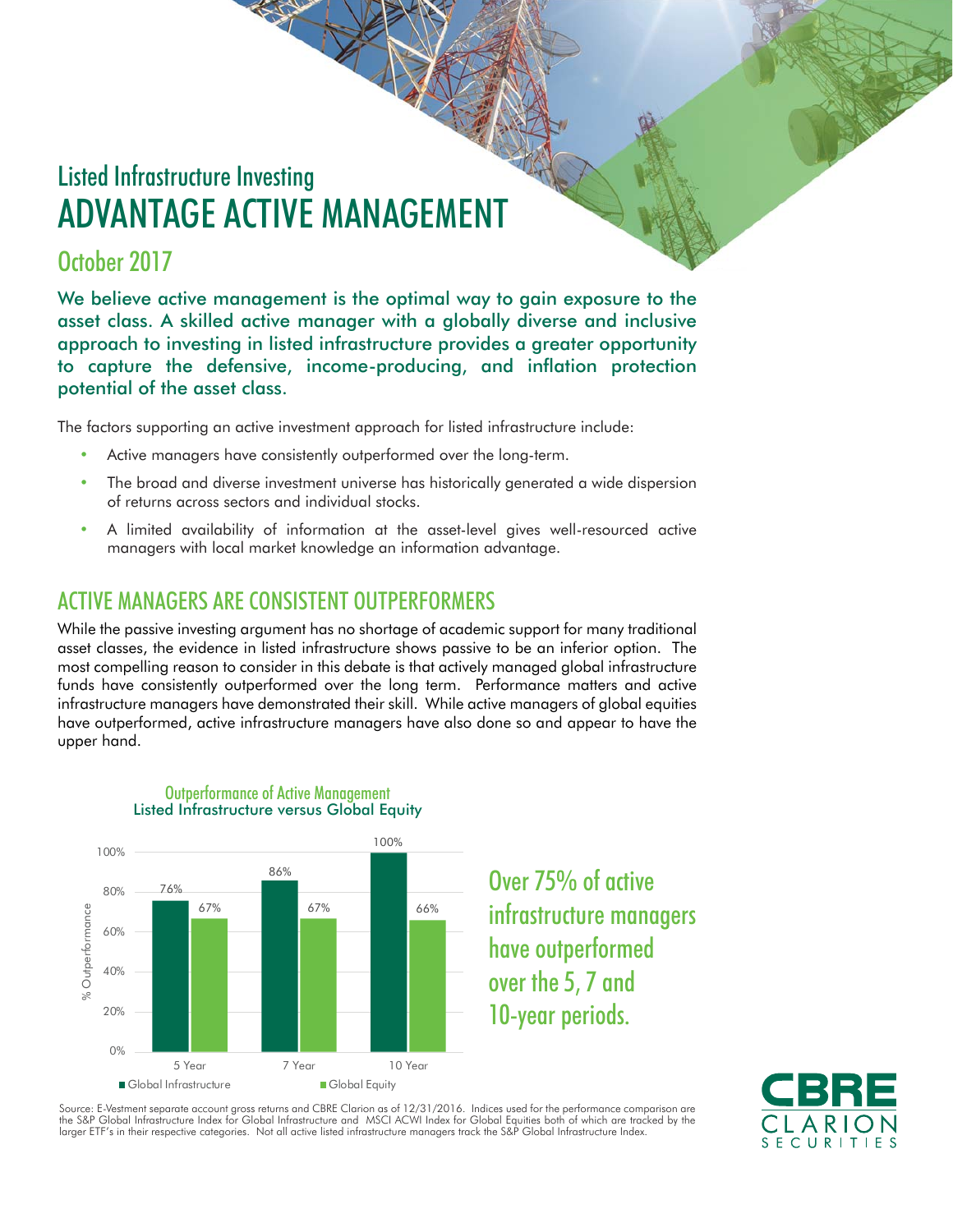Listed Infrastructure Investing

# ADVANTAGE ACTIVE MANAGEMENT

## October 2017

**We believe active management is the optimal way to gain exposure to the asset class. A skilled active manager with a globally diverse and inclusive approach to investing in listed infrastructure provides a greater opportunity to capture the defensive, income-producing, and inflation protection potential of the asset class.**

The factors supporting an active investment approach for listed infrastructure include:

- Active managers have consistently outperformed over the long-term.
- The broad and diverse investment universe has historically generated a wide dispersion of returns across sectors and individual stocks.
- A limited availability of information at the asset-level gives well-resourced active managers with local market knowledge an information advantage.

## ACTIVE MANAGERS ARE CONSISTENT OUTPERFORMERS

While the passive investing argument has no shortage of academic support for many traditional asset classes, the evidence in listed infrastructure shows passive to be an inferior option. The most compelling reason to consider in this debate is that actively managed global infrastructure funds have consistently outperformed over the long term. Performance matters and active infrastructure managers have demonstrated their skill. While active managers of global equities have outperformed, active infrastructure managers have also done so and appear to have the upper hand.

**Outperformance of Active Management**
**Listed Infrastructure versus Global Equity**

| % Outperformance | Global Infrastructure | Global Equity |
|---|---|---|
| 5 Year | 76% | 67% |
| 7 Year | 86% | 67% |
| 10 Year | 100% | 66% |

**Over 75% of active infrastructure managers have outperformed over the 5, 7 and 10-year periods.**

Source: E-Vestment separate account gross returns and CBRE Clarion as of 12/31/2016. Indices used for the performance comparison are the S&P Global Infrastructure Index for Global Infrastructure and MSCI ACWI Index for Global Equities both of which are tracked by the larger ETF's in their respective categories. Not all active listed infrastructure managers track the S&P Global Infrastructure Index.

CBRE CLARION SECURITIES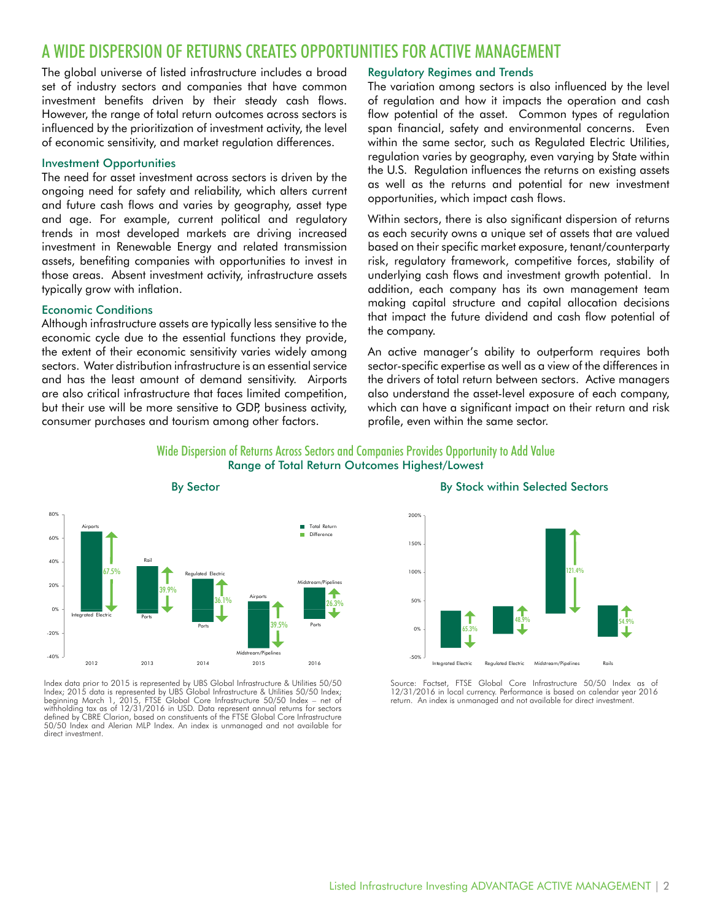# A WIDE DISPERSION OF RETURNS CREATES OPPORTUNITIES FOR ACTIVE MANAGEMENT

The global universe of listed infrastructure includes a broad set of industry sectors and companies that have common investment benefits driven by their steady cash flows. However, the range of total return outcomes across sectors is influenced by the prioritization of investment activity, the level of economic sensitivity, and market regulation differences.

## Investment Opportunities

The need for asset investment across sectors is driven by the ongoing need for safety and reliability, which alters current and future cash flows and varies by geography, asset type and age. For example, current political and regulatory trends in most developed markets are driving increased investment in Renewable Energy and related transmission assets, benefiting companies with opportunities to invest in those areas. Absent investment activity, infrastructure assets typically grow with inflation.

## Economic Conditions

Although infrastructure assets are typically less sensitive to the economic cycle due to the essential functions they provide, the extent of their economic sensitivity varies widely among sectors. Water distribution infrastructure is an essential service and has the least amount of demand sensitivity. Airports are also critical infrastructure that faces limited competition, but their use will be more sensitive to GDP, business activity, consumer purchases and tourism among other factors.

## Regulatory Regimes and Trends

The variation among sectors is also influenced by the level of regulation and how it impacts the operation and cash flow potential of the asset. Common types of regulation span financial, safety and environmental concerns. Even within the same sector, such as Regulated Electric Utilities, regulation varies by geography, even varying by State within the U.S. Regulation influences the returns on existing assets as well as the returns and potential for new investment opportunities, which impact cash flows.

Within sectors, there is also significant dispersion of returns as each security owns a unique set of assets that are valued based on their specific market exposure, tenant/counterparty risk, regulatory framework, competitive forces, stability of underlying cash flows and investment growth potential. In addition, each company has its own management team making capital structure and capital allocation decisions that impact the future dividend and cash flow potential of the company.

An active manager's ability to outperform requires both sector-specific expertise as well as a view of the differences in the drivers of total return between sectors. Active managers also understand the asset-level exposure of each company, which can have a significant impact on their return and risk profile, even within the same sector.

### Wide Dispersion of Returns Across Sectors and Companies Provides Opportunity to Add Value

Range of Total Return Outcomes Highest/Lowest

**By Sector**

| Year | Highest | Lowest | Difference |
|---|---|---|---|
| 2012 | Airports | Integrated Electric | 67.5% |
| 2013 | Rail | Ports | 39.9% |
| 2014 | Regulated Electric | Ports | 36.1% |
| 2015 | Airports | Midstream/Pipelines | 39.5% |
| 2016 | Midstream/Pipelines | Ports | 26.3% |

Index data prior to 2015 is represented by UBS Global Infrastructure & Utilities 50/50 Index; 2015 data is represented by UBS Global Infrastructure & Utilities 50/50 Index; beginning March 1, 2015, FTSE Global Core Infrastructure 50/50 Index – net of withholding tax as of 12/31/2016 in USD. Data represent annual returns for sectors defined by CBRE Clarion, based on constituents of the FTSE Global Core Infrastructure 50/50 Index and Alerian MLP Index. An index is unmanaged and not available for direct investment.

**By Stock within Selected Sectors**

| Sector | Difference |
|---|---|
| Integrated Electric | 65.3% |
| Regulated Electric | 48.9% |
| Midstream/Pipelines | 121.4% |
| Rails | 54.9% |

Source: Factset, FTSE Global Core Infrastructure 50/50 Index as of 12/31/2016 in local currency. Performance is based on calendar year 2016 return. An index is unmanaged and not available for direct investment.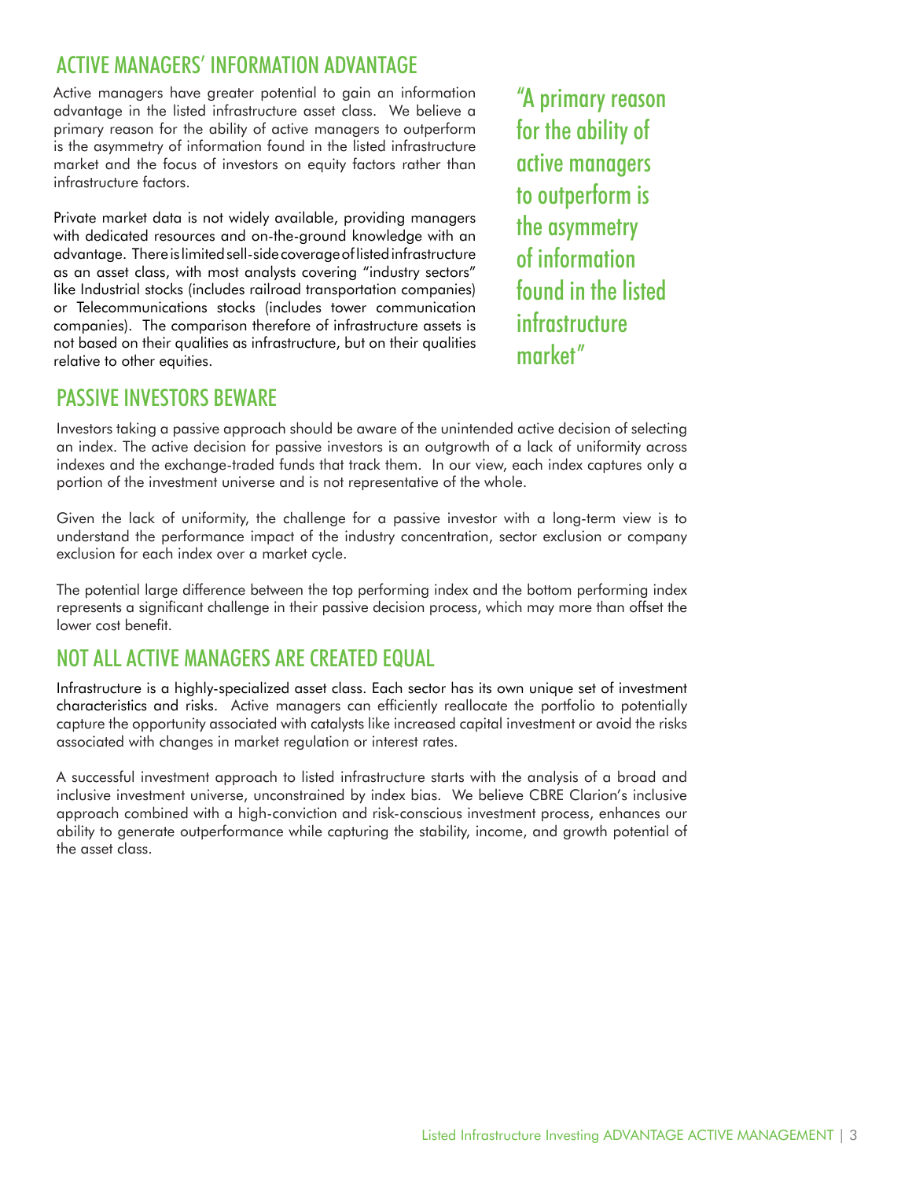## ACTIVE MANAGERS' INFORMATION ADVANTAGE

Active managers have greater potential to gain an information advantage in the listed infrastructure asset class. We believe a primary reason for the ability of active managers to outperform is the asymmetry of information found in the listed infrastructure market and the focus of investors on equity factors rather than infrastructure factors.

Private market data is not widely available, providing managers with dedicated resources and on-the-ground knowledge with an advantage. There is limited sell-side coverage of listed infrastructure as an asset class, with most analysts covering "industry sectors" like Industrial stocks (includes railroad transportation companies) or Telecommunications stocks (includes tower communication companies). The comparison therefore of infrastructure assets is not based on their qualities as infrastructure, but on their qualities relative to other equities.

> "A primary reason for the ability of active managers to outperform is the asymmetry of information found in the listed infrastructure market"

## PASSIVE INVESTORS BEWARE

Investors taking a passive approach should be aware of the unintended active decision of selecting an index. The active decision for passive investors is an outgrowth of a lack of uniformity across indexes and the exchange-traded funds that track them. In our view, each index captures only a portion of the investment universe and is not representative of the whole.

Given the lack of uniformity, the challenge for a passive investor with a long-term view is to understand the performance impact of the industry concentration, sector exclusion or company exclusion for each index over a market cycle.

The potential large difference between the top performing index and the bottom performing index represents a significant challenge in their passive decision process, which may more than offset the lower cost benefit.

## NOT ALL ACTIVE MANAGERS ARE CREATED EQUAL

Infrastructure is a highly-specialized asset class. Each sector has its own unique set of investment characteristics and risks. Active managers can efficiently reallocate the portfolio to potentially capture the opportunity associated with catalysts like increased capital investment or avoid the risks associated with changes in market regulation or interest rates.

A successful investment approach to listed infrastructure starts with the analysis of a broad and inclusive investment universe, unconstrained by index bias. We believe CBRE Clarion's inclusive approach combined with a high-conviction and risk-conscious investment process, enhances our ability to generate outperformance while capturing the stability, income, and growth potential of the asset class.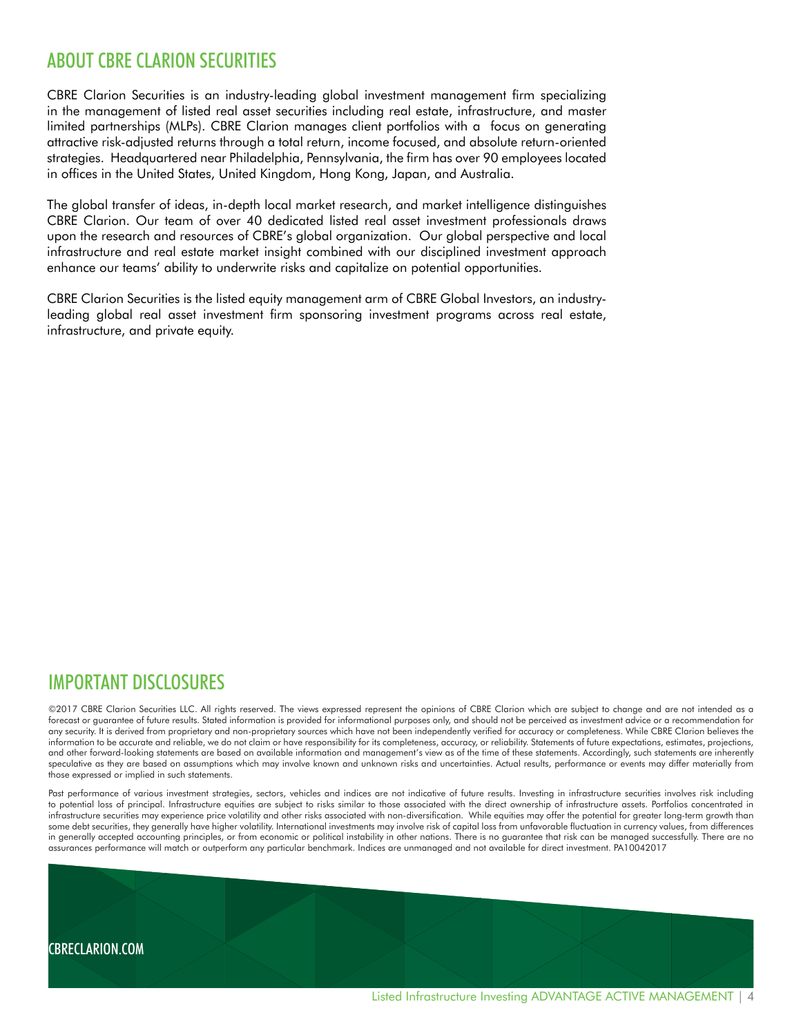## ABOUT CBRE CLARION SECURITIES

CBRE Clarion Securities is an industry-leading global investment management firm specializing in the management of listed real asset securities including real estate, infrastructure, and master limited partnerships (MLPs). CBRE Clarion manages client portfolios with a focus on generating attractive risk-adjusted returns through a total return, income focused, and absolute return-oriented strategies. Headquartered near Philadelphia, Pennsylvania, the firm has over 90 employees located in offices in the United States, United Kingdom, Hong Kong, Japan, and Australia.

The global transfer of ideas, in-depth local market research, and market intelligence distinguishes CBRE Clarion. Our team of over 40 dedicated listed real asset investment professionals draws upon the research and resources of CBRE's global organization. Our global perspective and local infrastructure and real estate market insight combined with our disciplined investment approach enhance our teams' ability to underwrite risks and capitalize on potential opportunities.

CBRE Clarion Securities is the listed equity management arm of CBRE Global Investors, an industry-leading global real asset investment firm sponsoring investment programs across real estate, infrastructure, and private equity.

## IMPORTANT DISCLOSURES

©2017 CBRE Clarion Securities LLC. All rights reserved. The views expressed represent the opinions of CBRE Clarion which are subject to change and are not intended as a forecast or guarantee of future results. Stated information is provided for informational purposes only, and should not be perceived as investment advice or a recommendation for any security. It is derived from proprietary and non-proprietary sources which have not been independently verified for accuracy or completeness. While CBRE Clarion believes the information to be accurate and reliable, we do not claim or have responsibility for its completeness, accuracy, or reliability. Statements of future expectations, estimates, projections, and other forward-looking statements are based on available information and management's view as of the time of these statements. Accordingly, such statements are inherently speculative as they are based on assumptions which may involve known and unknown risks and uncertainties. Actual results, performance or events may differ materially from those expressed or implied in such statements.

Past performance of various investment strategies, sectors, vehicles and indices are not indicative of future results. Investing in infrastructure securities involves risk including to potential loss of principal. Infrastructure equities are subject to risks similar to those associated with the direct ownership of infrastructure assets. Portfolios concentrated in infrastructure securities may experience price volatility and other risks associated with non-diversification. While equities may offer the potential for greater long-term growth than some debt securities, they generally have higher volatility. International investments may involve risk of capital loss from unfavorable fluctuation in currency values, from differences in generally accepted accounting principles, or from economic or political instability in other nations. There is no guarantee that risk can be managed successfully. There are no assurances performance will match or outperform any particular benchmark. Indices are unmanaged and not available for direct investment. PA10042017

CBRECLARION.COM